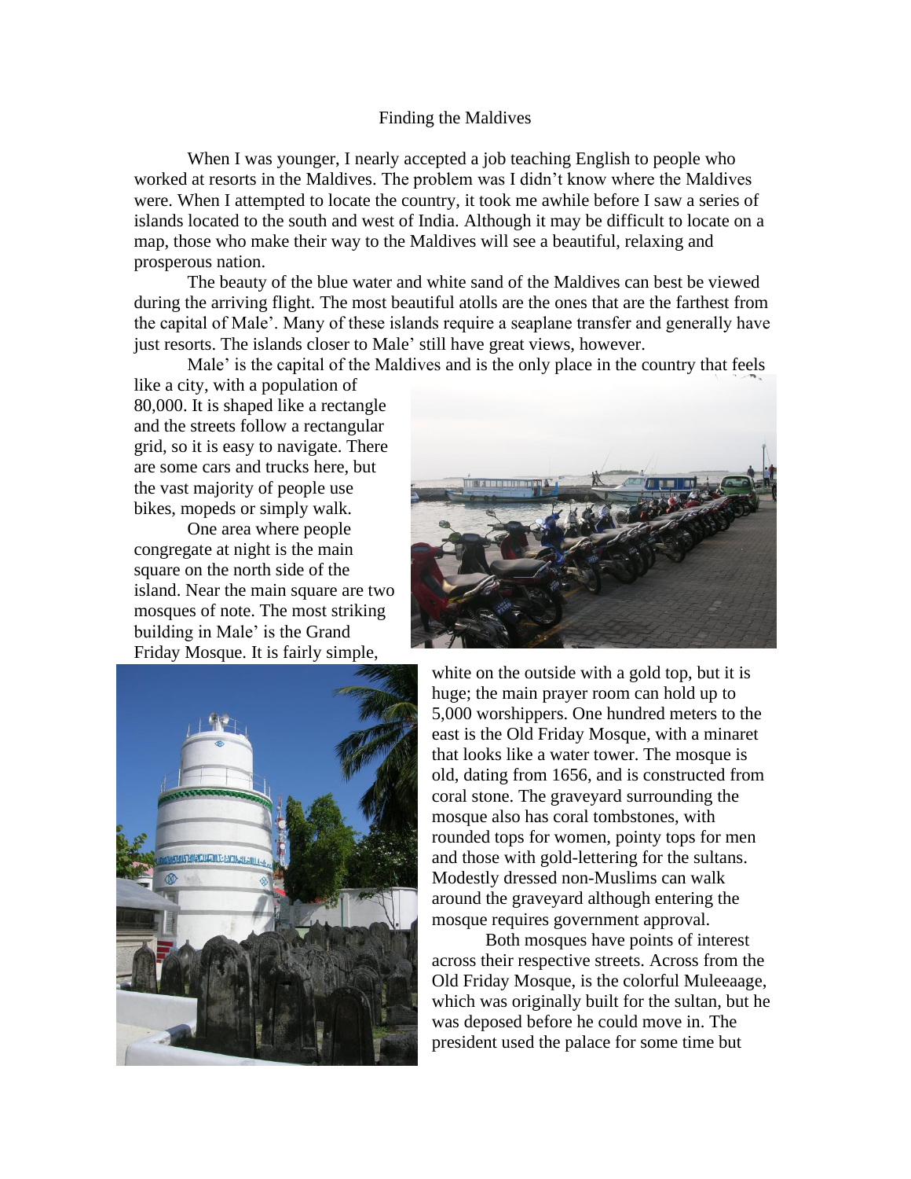# Finding the Maldives

When I was younger, I nearly accepted a job teaching English to people who worked at resorts in the Maldives. The problem was I didn't know where the Maldives were. When I attempted to locate the country, it took me awhile before I saw a series of islands located to the south and west of India. Although it may be difficult to locate on a map, those who make their way to the Maldives will see a beautiful, relaxing and prosperous nation.

The beauty of the blue water and white sand of the Maldives can best be viewed during the arriving flight. The most beautiful atolls are the ones that are the farthest from the capital of Male'. Many of these islands require a seaplane transfer and generally have just resorts. The islands closer to Male' still have great views, however.

Male' is the capital of the Maldives and is the only place in the country that feels like a city, with a population of 80,000. It is shaped like a rectangle and the streets follow a rectangular grid, so it is easy to navigate. There are some cars and trucks here, but the vast majority of people use bikes, mopeds or simply walk.

One area where people congregate at night is the main square on the north side of the island. Near the main square are two mosques of note. The most striking building in Male' is the Grand Friday Mosque. It is fairly simple, white on the outside with a gold top, but it is huge; the main prayer room can hold up to 5,000 worshippers. One hundred meters to the east is the Old Friday Mosque, with a minaret that looks like a water tower. The mosque is old, dating from 1656, and is constructed from coral stone. The graveyard surrounding the mosque also has coral tombstones, with rounded tops for women, pointy tops for men and those with gold-lettering for the sultans. Modestly dressed non-Muslims can walk around the graveyard although entering the mosque requires government approval.

Both mosques have points of interest across their respective streets. Across from the Old Friday Mosque, is the colorful Muleeaage, which was originally built for the sultan, but he was deposed before he could move in. The president used the palace for some time but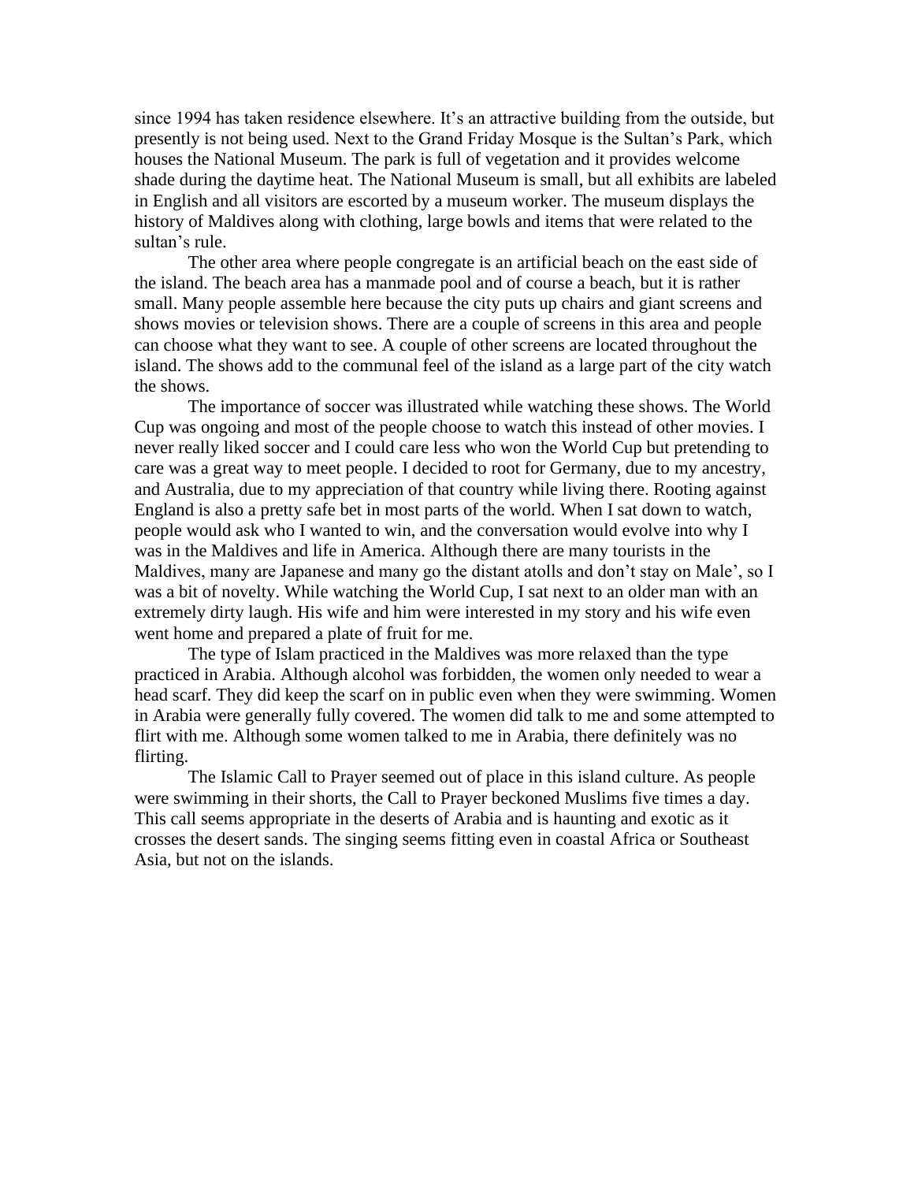since 1994 has taken residence elsewhere. It's an attractive building from the outside, but presently is not being used. Next to the Grand Friday Mosque is the Sultan's Park, which houses the National Museum. The park is full of vegetation and it provides welcome shade during the daytime heat. The National Museum is small, but all exhibits are labeled in English and all visitors are escorted by a museum worker. The museum displays the history of Maldives along with clothing, large bowls and items that were related to the sultan's rule.

The other area where people congregate is an artificial beach on the east side of the island. The beach area has a manmade pool and of course a beach, but it is rather small. Many people assemble here because the city puts up chairs and giant screens and shows movies or television shows. There are a couple of screens in this area and people can choose what they want to see. A couple of other screens are located throughout the island. The shows add to the communal feel of the island as a large part of the city watch the shows.

The importance of soccer was illustrated while watching these shows. The World Cup was ongoing and most of the people choose to watch this instead of other movies. I never really liked soccer and I could care less who won the World Cup but pretending to care was a great way to meet people. I decided to root for Germany, due to my ancestry, and Australia, due to my appreciation of that country while living there. Rooting against England is also a pretty safe bet in most parts of the world. When I sat down to watch, people would ask who I wanted to win, and the conversation would evolve into why I was in the Maldives and life in America. Although there are many tourists in the Maldives, many are Japanese and many go the distant atolls and don't stay on Male', so I was a bit of novelty. While watching the World Cup, I sat next to an older man with an extremely dirty laugh. His wife and him were interested in my story and his wife even went home and prepared a plate of fruit for me.

The type of Islam practiced in the Maldives was more relaxed than the type practiced in Arabia. Although alcohol was forbidden, the women only needed to wear a head scarf. They did keep the scarf on in public even when they were swimming. Women in Arabia were generally fully covered. The women did talk to me and some attempted to flirt with me. Although some women talked to me in Arabia, there definitely was no flirting.

The Islamic Call to Prayer seemed out of place in this island culture. As people were swimming in their shorts, the Call to Prayer beckoned Muslims five times a day. This call seems appropriate in the deserts of Arabia and is haunting and exotic as it crosses the desert sands. The singing seems fitting even in coastal Africa or Southeast Asia, but not on the islands.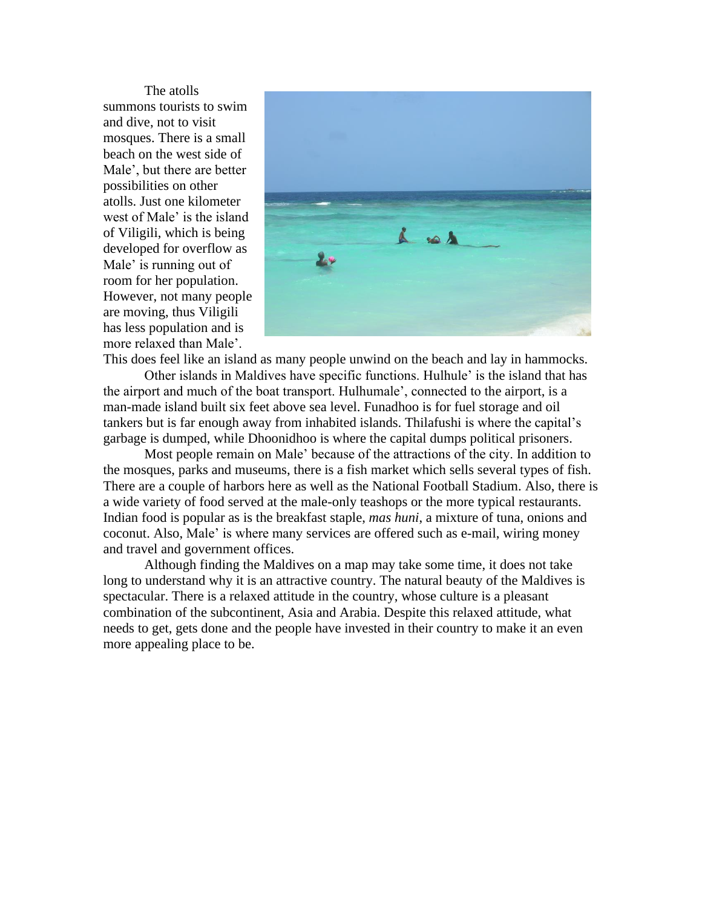The atolls summons tourists to swim and dive, not to visit mosques. There is a small beach on the west side of Male', but there are better possibilities on other atolls. Just one kilometer west of Male' is the island of Viligili, which is being developed for overflow as Male' is running out of room for her population. However, not many people are moving, thus Viligili has less population and is more relaxed than Male'. This does feel like an island as many people unwind on the beach and lay in hammocks.

Other islands in Maldives have specific functions. Hulhule' is the island that has the airport and much of the boat transport. Hulhumale', connected to the airport, is a man-made island built six feet above sea level. Funadhoo is for fuel storage and oil tankers but is far enough away from inhabited islands. Thilafushi is where the capital's garbage is dumped, while Dhoonidhoo is where the capital dumps political prisoners.

Most people remain on Male' because of the attractions of the city. In addition to the mosques, parks and museums, there is a fish market which sells several types of fish. There are a couple of harbors here as well as the National Football Stadium. Also, there is a wide variety of food served at the male-only teashops or the more typical restaurants. Indian food is popular as is the breakfast staple, *mas huni*, a mixture of tuna, onions and coconut. Also, Male' is where many services are offered such as e-mail, wiring money and travel and government offices.

Although finding the Maldives on a map may take some time, it does not take long to understand why it is an attractive country. The natural beauty of the Maldives is spectacular. There is a relaxed attitude in the country, whose culture is a pleasant combination of the subcontinent, Asia and Arabia. Despite this relaxed attitude, what needs to get, gets done and the people have invested in their country to make it an even more appealing place to be.